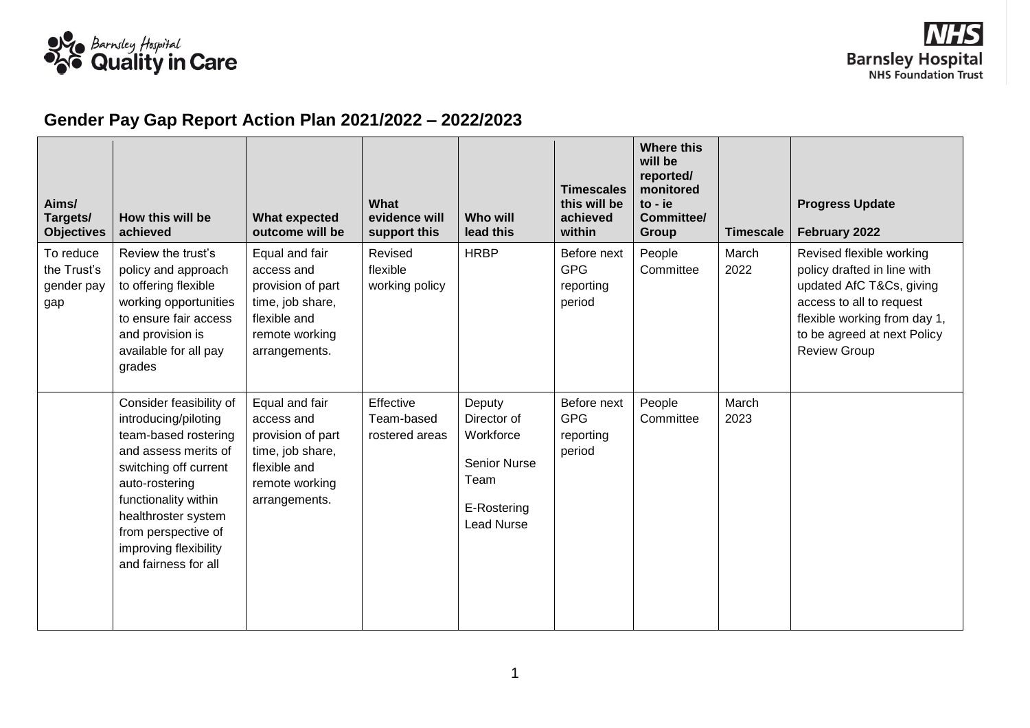## Gender Pay Gap Report Action Plan 2021/2022 – 2022/2023

| Aims/ Targets/ Objectives | How this will be achieved | What expected outcome will be | What evidence will support this | Who will lead this | Timescales this will be achieved within | Where this will be reported/ monitored to - ie Committee/ Group | Timescale | Progress Update February 2022 |
|---|---|---|---|---|---|---|---|---|
| To reduce the Trust's gender pay gap | Review the trust's policy and approach to offering flexible working opportunities to ensure fair access and provision is available for all pay grades | Equal and fair access and provision of part time, job share, flexible and remote working arrangements. | Revised flexible working policy | HRBP | Before next GPG reporting period | People Committee | March 2022 | Revised flexible working policy drafted in line with updated AfC T&Cs, giving access to all to request flexible working from day 1, to be agreed at next Policy Review Group |
| | Consider feasibility of introducing/piloting team-based rostering and assess merits of switching off current auto-rostering functionality within healthroster system from perspective of improving flexibility and fairness for all | Equal and fair access and provision of part time, job share, flexible and remote working arrangements. | Effective Team-based rostered areas | Deputy Director of Workforce<br><br>Senior Nurse Team<br><br>E-Rostering Lead Nurse | Before next GPG reporting period | People Committee | March 2023 | |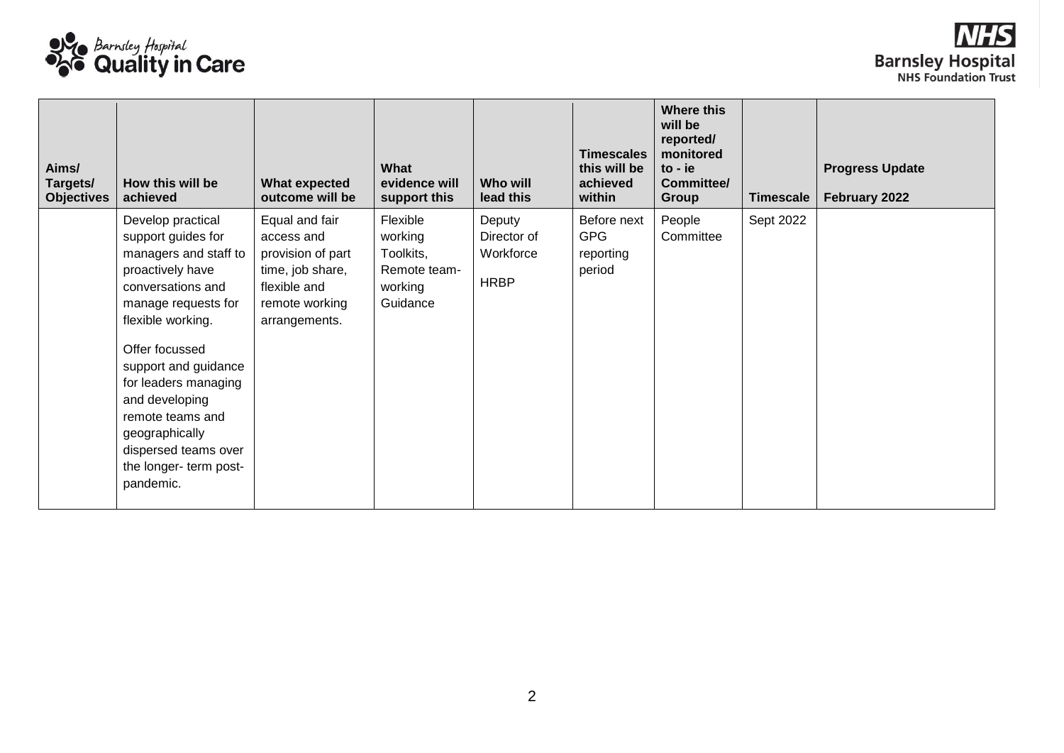| Aims/ Targets/ Objectives | How this will be achieved | What expected outcome will be | What evidence will support this | Who will lead this | Timescales this will be achieved within | Where this will be reported/ monitored to - ie Committee/ Group | Timescale | Progress Update February 2022 |
|---|---|---|---|---|---|---|---|---|
| | Develop practical support guides for managers and staff to proactively have conversations and manage requests for flexible working.<br><br>Offer focussed support and guidance for leaders managing and developing remote teams and geographically dispersed teams over the longer- term post-pandemic. | Equal and fair access and provision of part time, job share, flexible and remote working arrangements. | Flexible working Toolkits, Remote team-working Guidance | Deputy Director of Workforce<br><br>HRBP | Before next GPG reporting period | People Committee | Sept 2022 | |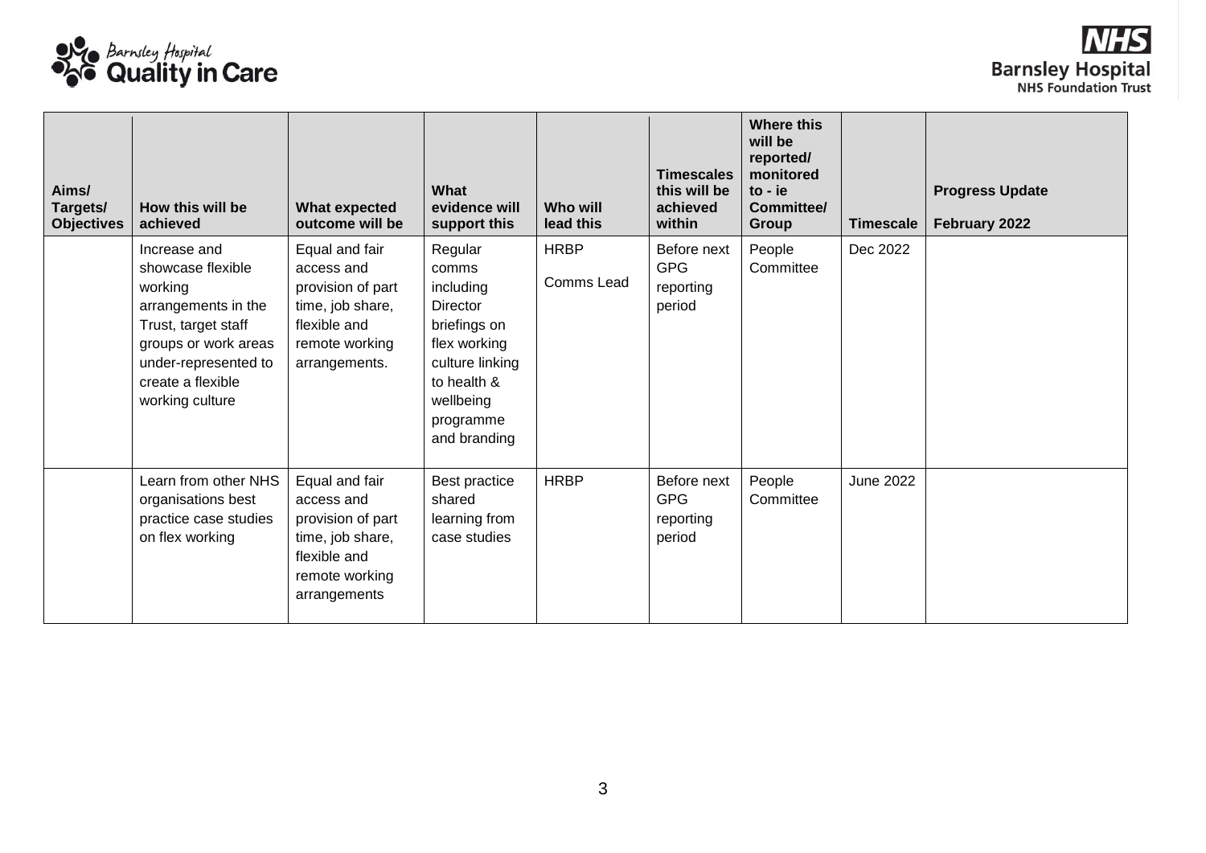| Aims/ Targets/ Objectives | How this will be achieved | What expected outcome will be | What evidence will support this | Who will lead this | Timescales this will be achieved within | Where this will be reported/ monitored to - ie Committee/ Group | Timescale | Progress Update February 2022 |
|---|---|---|---|---|---|---|---|---|
| | Increase and showcase flexible working arrangements in the Trust, target staff groups or work areas under-represented to create a flexible working culture | Equal and fair access and provision of part time, job share, flexible and remote working arrangements. | Regular comms including Director briefings on flex working culture linking to health & wellbeing programme and branding | HRBP<br>Comms Lead | Before next GPG reporting period | People Committee | Dec 2022 | |
| | Learn from other NHS organisations best practice case studies on flex working | Equal and fair access and provision of part time, job share, flexible and remote working arrangements | Best practice shared learning from case studies | HRBP | Before next GPG reporting period | People Committee | June 2022 | |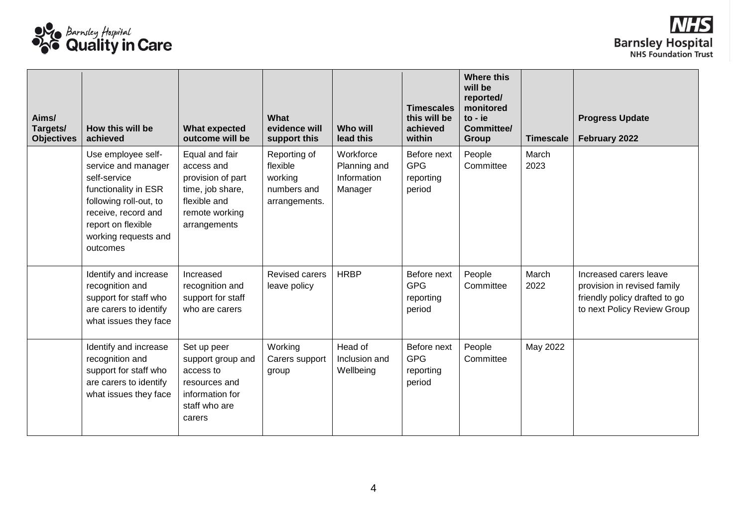| Aims/ Targets/ Objectives | How this will be achieved | What expected outcome will be | What evidence will support this | Who will lead this | Timescales this will be achieved within | Where this will be reported/ monitored to - ie Committee/ Group | Timescale | Progress Update February 2022 |
|---|---|---|---|---|---|---|---|---|
| | Use employee self-service and manager self-service functionality in ESR following roll-out, to receive, record and report on flexible working requests and outcomes | Equal and fair access and provision of part time, job share, flexible and remote working arrangements | Reporting of flexible working numbers and arrangements. | Workforce Planning and Information Manager | Before next GPG reporting period | People Committee | March 2023 | |
| | Identify and increase recognition and support for staff who are carers to identify what issues they face | Increased recognition and support for staff who are carers | Revised carers leave policy | HRBP | Before next GPG reporting period | People Committee | March 2022 | Increased carers leave provision in revised family friendly policy drafted to go to next Policy Review Group |
| | Identify and increase recognition and support for staff who are carers to identify what issues they face | Set up peer support group and access to resources and information for staff who are carers | Working Carers support group | Head of Inclusion and Wellbeing | Before next GPG reporting period | People Committee | May 2022 | |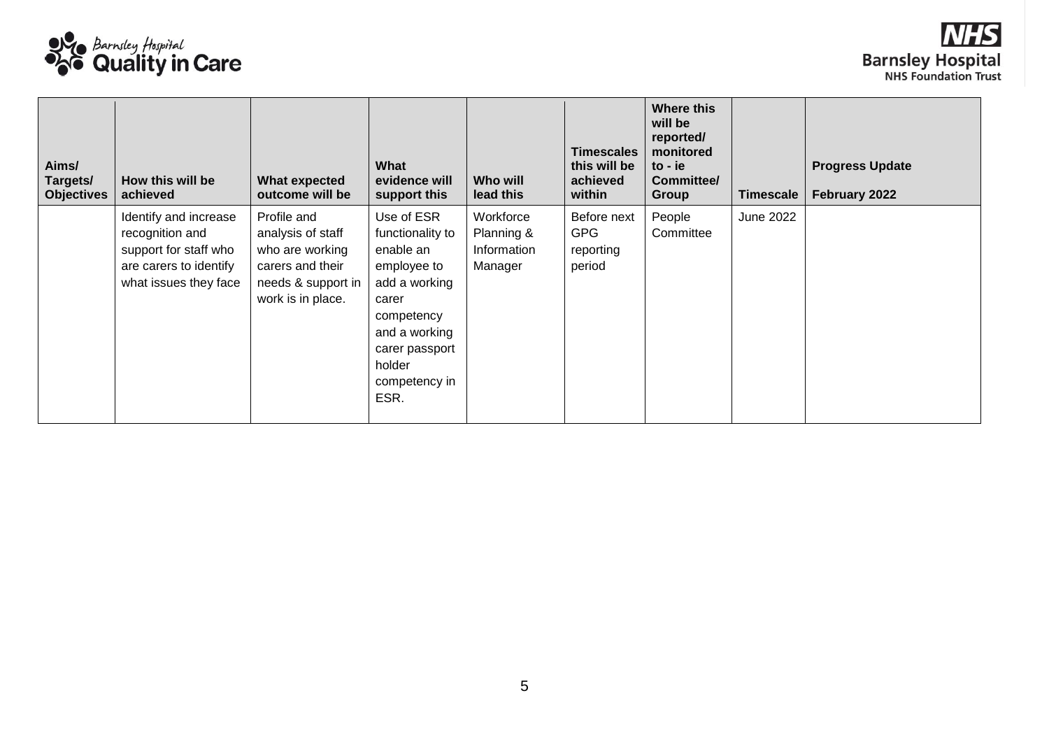| Aims/ Targets/ Objectives | How this will be achieved | What expected outcome will be | What evidence will support this | Who will lead this | Timescales this will be achieved within | Where this will be reported/ monitored to - ie Committee/ Group | Timescale | Progress Update February 2022 |
|---|---|---|---|---|---|---|---|---|
| | Identify and increase recognition and support for staff who are carers to identify what issues they face | Profile and analysis of staff who are working carers and their needs & support in work is in place. | Use of ESR functionality to enable an employee to add a working carer competency and a working carer passport holder competency in ESR. | Workforce Planning & Information Manager | Before next GPG reporting period | People Committee | June 2022 | |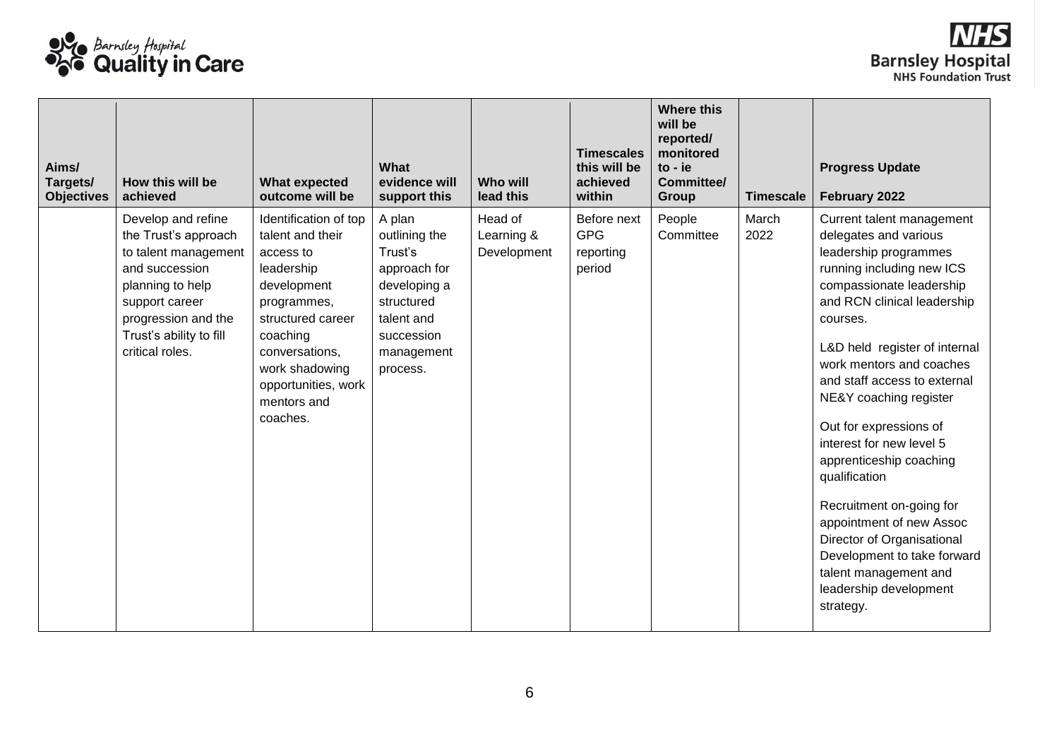| Aims/ Targets/ Objectives | How this will be achieved | What expected outcome will be | What evidence will support this | Who will lead this | Timescales this will be achieved within | Where this will be reported/ monitored to - ie Committee/ Group | Timescale | Progress Update February 2022 |
|---|---|---|---|---|---|---|---|---|
| | Develop and refine the Trust's approach to talent management and succession planning to help support career progression and the Trust's ability to fill critical roles. | Identification of top talent and their access to leadership development programmes, structured career coaching conversations, work shadowing opportunities, work mentors and coaches. | A plan outlining the Trust's approach for developing a structured talent and succession management process. | Head of Learning & Development | Before next GPG reporting period | People Committee | March 2022 | Current talent management delegates and various leadership programmes running including new ICS compassionate leadership and RCN clinical leadership courses.<br><br>L&D held register of internal work mentors and coaches and staff access to external NE&Y coaching register<br><br>Out for expressions of interest for new level 5 apprenticeship coaching qualification<br><br>Recruitment on-going for appointment of new Assoc Director of Organisational Development to take forward talent management and leadership development strategy. |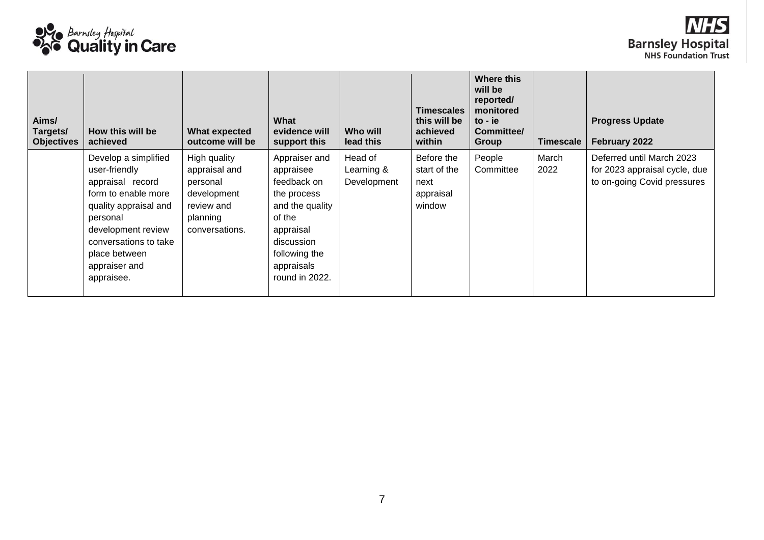| Aims/ Targets/ Objectives | How this will be achieved | What expected outcome will be | What evidence will support this | Who will lead this | Timescales this will be achieved within | Where this will be reported/ monitored to - ie Committee/ Group | Timescale | Progress Update February 2022 |
|---|---|---|---|---|---|---|---|---|
| | Develop a simplified user-friendly appraisal record form to enable more quality appraisal and personal development review conversations to take place between appraiser and appraisee. | High quality appraisal and personal development review and planning conversations. | Appraiser and appraisee feedback on the process and the quality of the appraisal discussion following the appraisals round in 2022. | Head of Learning & Development | Before the start of the next appraisal window | People Committee | March 2022 | Deferred until March 2023 for 2023 appraisal cycle, due to on-going Covid pressures |